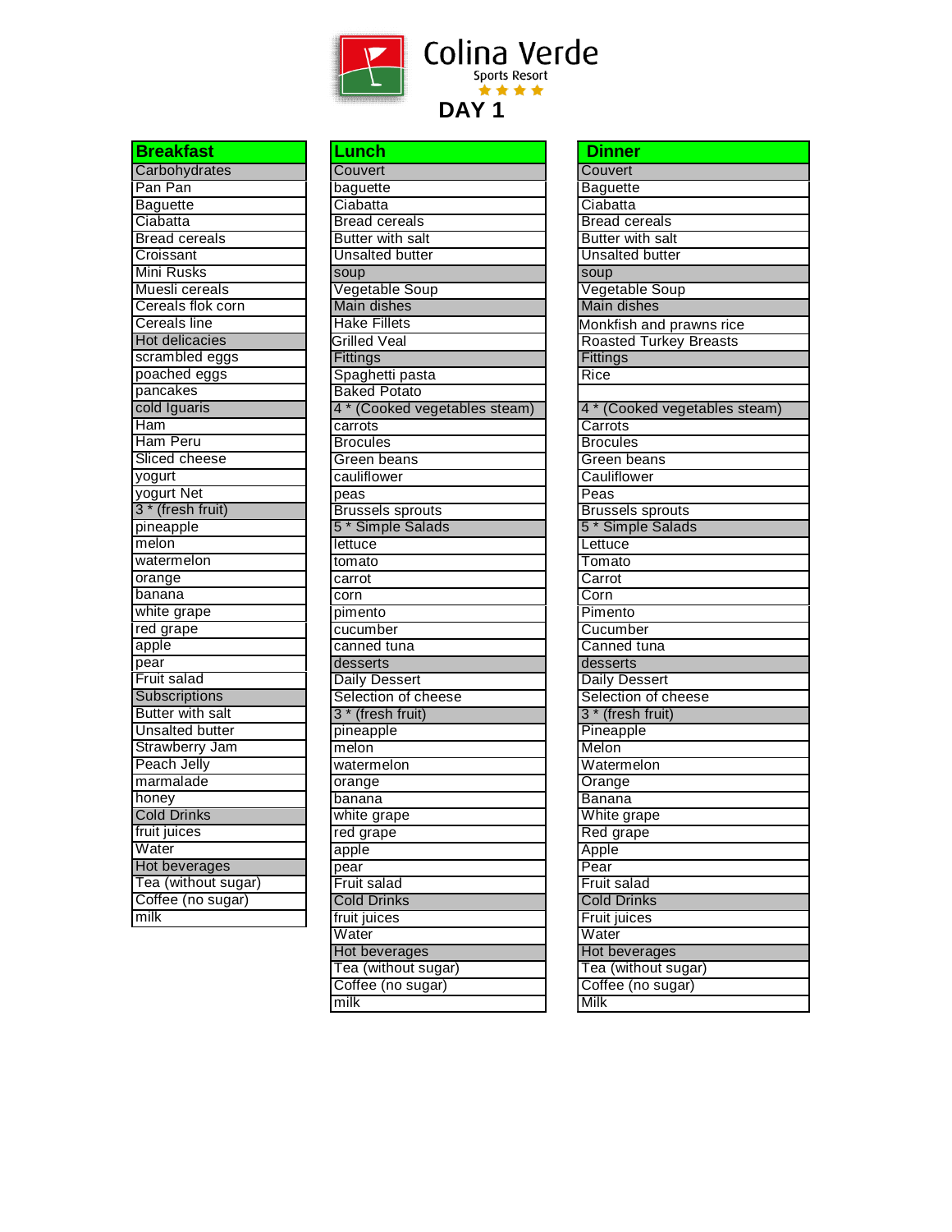# Colina Verde

Sports Resort

## DAY 1

| Breakfast |
|---|
| Carbohydrates |
| Pan Pan |
| Baguette |
| Ciabatta |
| Bread cereals |
| Croissant |
| Mini Rusks |
| Muesli cereals |
| Cereals flok corn |
| Cereals line |
| Hot delicacies |
| scrambled eggs |
| poached eggs |
| pancakes |
| cold Iguaris |
| Ham |
| Ham Peru |
| Sliced cheese |
| yogurt |
| yogurt Net |
| 3 * (fresh fruit) |
| pineapple |
| melon |
| watermelon |
| orange |
| banana |
| white grape |
| red grape |
| apple |
| pear |
| Fruit salad |
| Subscriptions |
| Butter with salt |
| Unsalted butter |
| Strawberry Jam |
| Peach Jelly |
| marmalade |
| honey |
| Cold Drinks |
| fruit juices |
| Water |
| Hot beverages |
| Tea (without sugar) |
| Coffee (no sugar) |
| milk |

| Lunch |
|---|
| Couvert |
| baguette |
| Ciabatta |
| Bread cereals |
| Butter with salt |
| Unsalted butter |
| soup |
| Vegetable Soup |
| Main dishes |
| Hake Fillets |
| Grilled Veal |
| Fittings |
| Spaghetti pasta |
| Baked Potato |
| 4 * (Cooked vegetables steam) |
| carrots |
| Brocules |
| Green beans |
| cauliflower |
| peas |
| Brussels sprouts |
| 5 * Simple Salads |
| lettuce |
| tomato |
| carrot |
| corn |
| pimento |
| cucumber |
| canned tuna |
| desserts |
| Daily Dessert |
| Selection of cheese |
| 3 * (fresh fruit) |
| pineapple |
| melon |
| watermelon |
| orange |
| banana |
| white grape |
| red grape |
| apple |
| pear |
| Fruit salad |
| Cold Drinks |
| fruit juices |
| Water |
| Hot beverages |
| Tea (without sugar) |
| Coffee (no sugar) |
| milk |

| Dinner |
|---|
| Couvert |
| Baguette |
| Ciabatta |
| Bread cereals |
| Butter with salt |
| Unsalted butter |
| soup |
| Vegetable Soup |
| Main dishes |
| Monkfish and prawns rice |
| Roasted Turkey Breasts |
| Fittings |
| Rice |
| |
| 4 * (Cooked vegetables steam) |
| Carrots |
| Brocules |
| Green beans |
| Cauliflower |
| Peas |
| Brussels sprouts |
| 5 * Simple Salads |
| Lettuce |
| Tomato |
| Carrot |
| Corn |
| Pimento |
| Cucumber |
| Canned tuna |
| desserts |
| Daily Dessert |
| Selection of cheese |
| 3 * (fresh fruit) |
| Pineapple |
| Melon |
| Watermelon |
| Orange |
| Banana |
| White grape |
| Red grape |
| Apple |
| Pear |
| Fruit salad |
| Cold Drinks |
| Fruit juices |
| Water |
| Hot beverages |
| Tea (without sugar) |
| Coffee (no sugar) |
| Milk |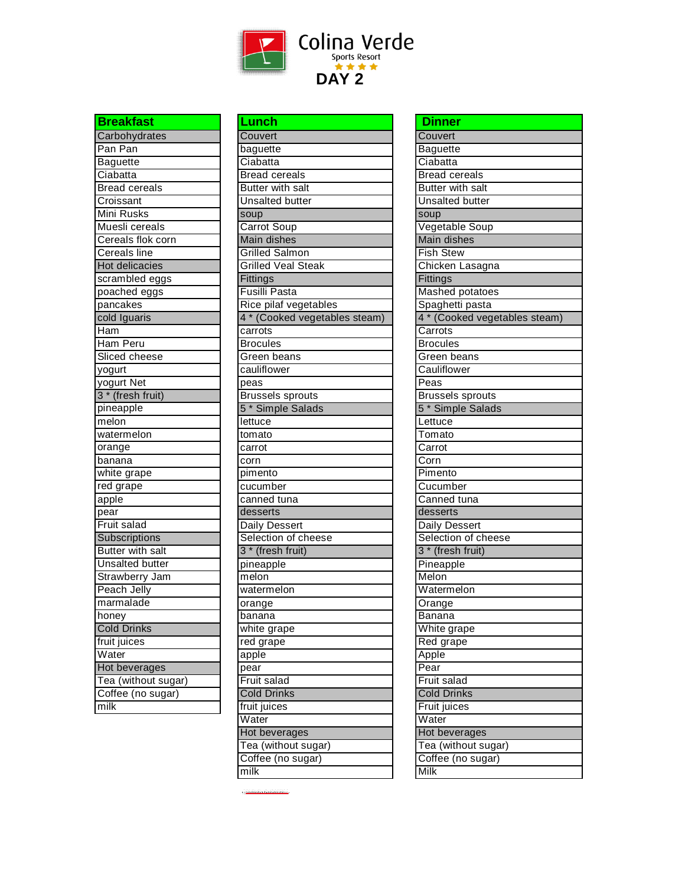# Colina Verde

Sports Resort

★★★★

## DAY 2

| Breakfast |
|---|
| Carbohydrates |
| Pan Pan |
| Baguette |
| Ciabatta |
| Bread cereals |
| Croissant |
| Mini Rusks |
| Muesli cereals |
| Cereals flok corn |
| Cereals line |
| Hot delicacies |
| scrambled eggs |
| poached eggs |
| pancakes |
| cold Iguaris |
| Ham |
| Ham Peru |
| Sliced cheese |
| yogurt |
| yogurt Net |
| 3 * (fresh fruit) |
| pineapple |
| melon |
| watermelon |
| orange |
| banana |
| white grape |
| red grape |
| apple |
| pear |
| Fruit salad |
| Subscriptions |
| Butter with salt |
| Unsalted butter |
| Strawberry Jam |
| Peach Jelly |
| marmalade |
| honey |
| Cold Drinks |
| fruit juices |
| Water |
| Hot beverages |
| Tea (without sugar) |
| Coffee (no sugar) |
| milk |

| Lunch |
|---|
| Couvert |
| baguette |
| Ciabatta |
| Bread cereals |
| Butter with salt |
| Unsalted butter |
| soup |
| Carrot Soup |
| Main dishes |
| Grilled Salmon |
| Grilled Veal Steak |
| Fittings |
| Fusilli Pasta |
| Rice pilaf vegetables |
| 4 * (Cooked vegetables steam) |
| carrots |
| Brocules |
| Green beans |
| cauliflower |
| peas |
| Brussels sprouts |
| 5 * Simple Salads |
| lettuce |
| tomato |
| carrot |
| corn |
| pimento |
| cucumber |
| canned tuna |
| desserts |
| Daily Dessert |
| Selection of cheese |
| 3 * (fresh fruit) |
| pineapple |
| melon |
| watermelon |
| orange |
| banana |
| white grape |
| red grape |
| apple |
| pear |
| Fruit salad |
| Cold Drinks |
| fruit juices |
| Water |
| Hot beverages |
| Tea (without sugar) |
| Coffee (no sugar) |
| milk |

| Dinner |
|---|
| Couvert |
| Baguette |
| Ciabatta |
| Bread cereals |
| Butter with salt |
| Unsalted butter |
| soup |
| Vegetable Soup |
| Main dishes |
| Fish Stew |
| Chicken Lasagna |
| Fittings |
| Mashed potatoes |
| Spaghetti pasta |
| 4 * (Cooked vegetables steam) |
| Carrots |
| Brocules |
| Green beans |
| Cauliflower |
| Peas |
| Brussels sprouts |
| 5 * Simple Salads |
| Lettuce |
| Tomato |
| Carrot |
| Corn |
| Pimento |
| Cucumber |
| Canned tuna |
| desserts |
| Daily Dessert |
| Selection of cheese |
| 3 * (fresh fruit) |
| Pineapple |
| Melon |
| Watermelon |
| Orange |
| Banana |
| White grape |
| Red grape |
| Apple |
| Pear |
| Fruit salad |
| Cold Drinks |
| Fruit juices |
| Water |
| Hot beverages |
| Tea (without sugar) |
| Coffee (no sugar) |
| Milk |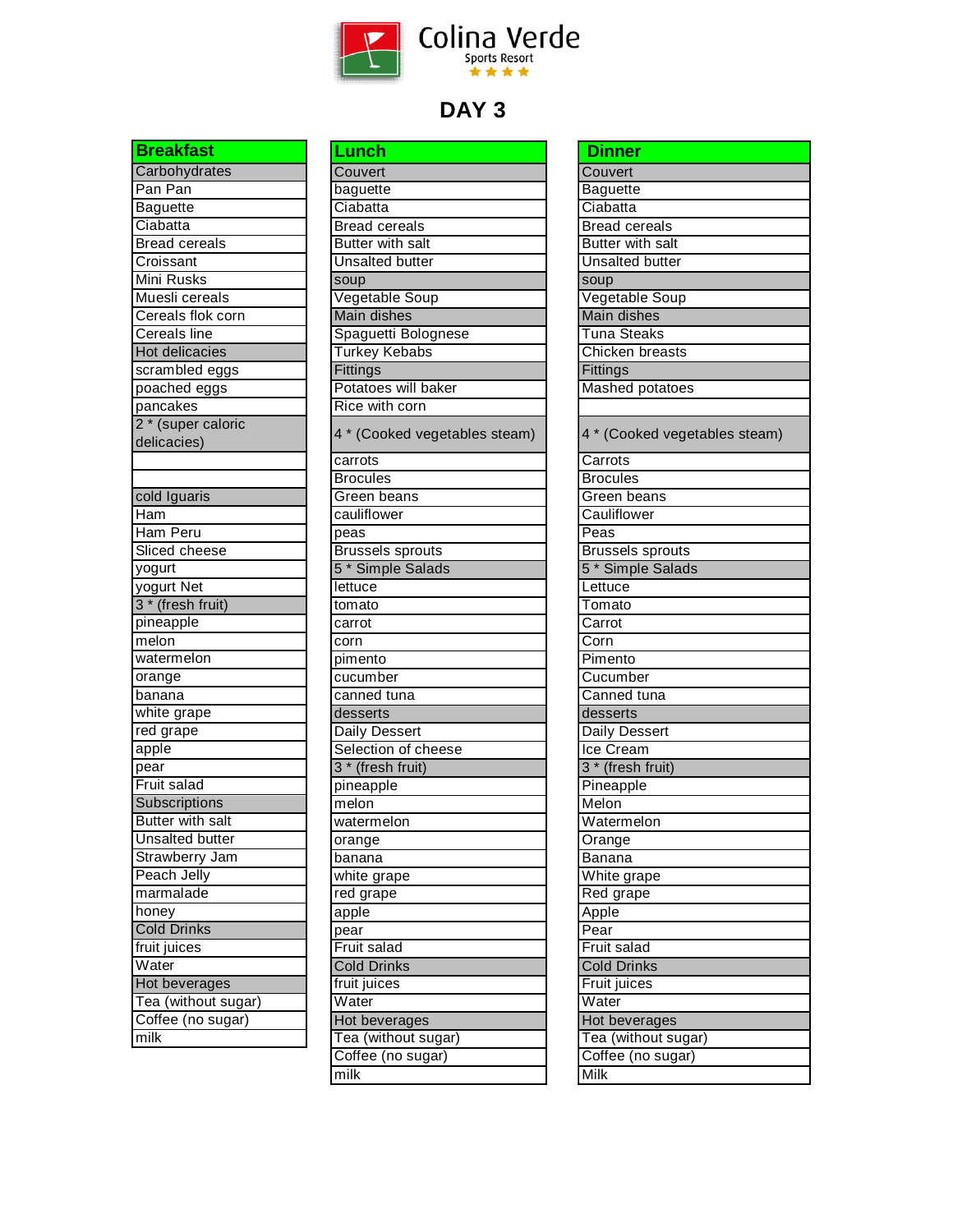# Colina Verde

Sports Resort

## DAY 3

| Breakfast |
|---|
| Carbohydrates |
| Pan Pan |
| Baguette |
| Ciabatta |
| Bread cereals |
| Croissant |
| Mini Rusks |
| Muesli cereals |
| Cereals flok corn |
| Cereals line |
| Hot delicacies |
| scrambled eggs |
| poached eggs |
| pancakes |
| 2 * (super caloric delicacies) |
| |
| |
| cold Iguaris |
| Ham |
| Ham Peru |
| Sliced cheese |
| yogurt |
| yogurt Net |
| 3 * (fresh fruit) |
| pineapple |
| melon |
| watermelon |
| orange |
| banana |
| white grape |
| red grape |
| apple |
| pear |
| Fruit salad |
| Subscriptions |
| Butter with salt |
| Unsalted butter |
| Strawberry Jam |
| Peach Jelly |
| marmalade |
| honey |
| Cold Drinks |
| fruit juices |
| Water |
| Hot beverages |
| Tea (without sugar) |
| Coffee (no sugar) |
| milk |

| Lunch |
|---|
| Couvert |
| baguette |
| Ciabatta |
| Bread cereals |
| Butter with salt |
| Unsalted butter |
| soup |
| Vegetable Soup |
| Main dishes |
| Spaguetti Bolognese |
| Turkey Kebabs |
| Fittings |
| Potatoes will baker |
| Rice with corn |
| 4 * (Cooked vegetables steam) |
| carrots |
| Brocules |
| Green beans |
| cauliflower |
| peas |
| Brussels sprouts |
| 5 * Simple Salads |
| lettuce |
| tomato |
| carrot |
| corn |
| pimento |
| cucumber |
| canned tuna |
| desserts |
| Daily Dessert |
| Selection of cheese |
| 3 * (fresh fruit) |
| pineapple |
| melon |
| watermelon |
| orange |
| banana |
| white grape |
| red grape |
| apple |
| pear |
| Fruit salad |
| Cold Drinks |
| fruit juices |
| Water |
| Hot beverages |
| Tea (without sugar) |
| Coffee (no sugar) |
| milk |

| Dinner |
|---|
| Couvert |
| Baguette |
| Ciabatta |
| Bread cereals |
| Butter with salt |
| Unsalted butter |
| soup |
| Vegetable Soup |
| Main dishes |
| Tuna Steaks |
| Chicken breasts |
| Fittings |
| Mashed potatoes |
| |
| 4 * (Cooked vegetables steam) |
| Carrots |
| Brocules |
| Green beans |
| Cauliflower |
| Peas |
| Brussels sprouts |
| 5 * Simple Salads |
| Lettuce |
| Tomato |
| Carrot |
| Corn |
| Pimento |
| Cucumber |
| Canned tuna |
| desserts |
| Daily Dessert |
| Ice Cream |
| 3 * (fresh fruit) |
| Pineapple |
| Melon |
| Watermelon |
| Orange |
| Banana |
| White grape |
| Red grape |
| Apple |
| Pear |
| Fruit salad |
| Cold Drinks |
| Fruit juices |
| Water |
| Hot beverages |
| Tea (without sugar) |
| Coffee (no sugar) |
| Milk |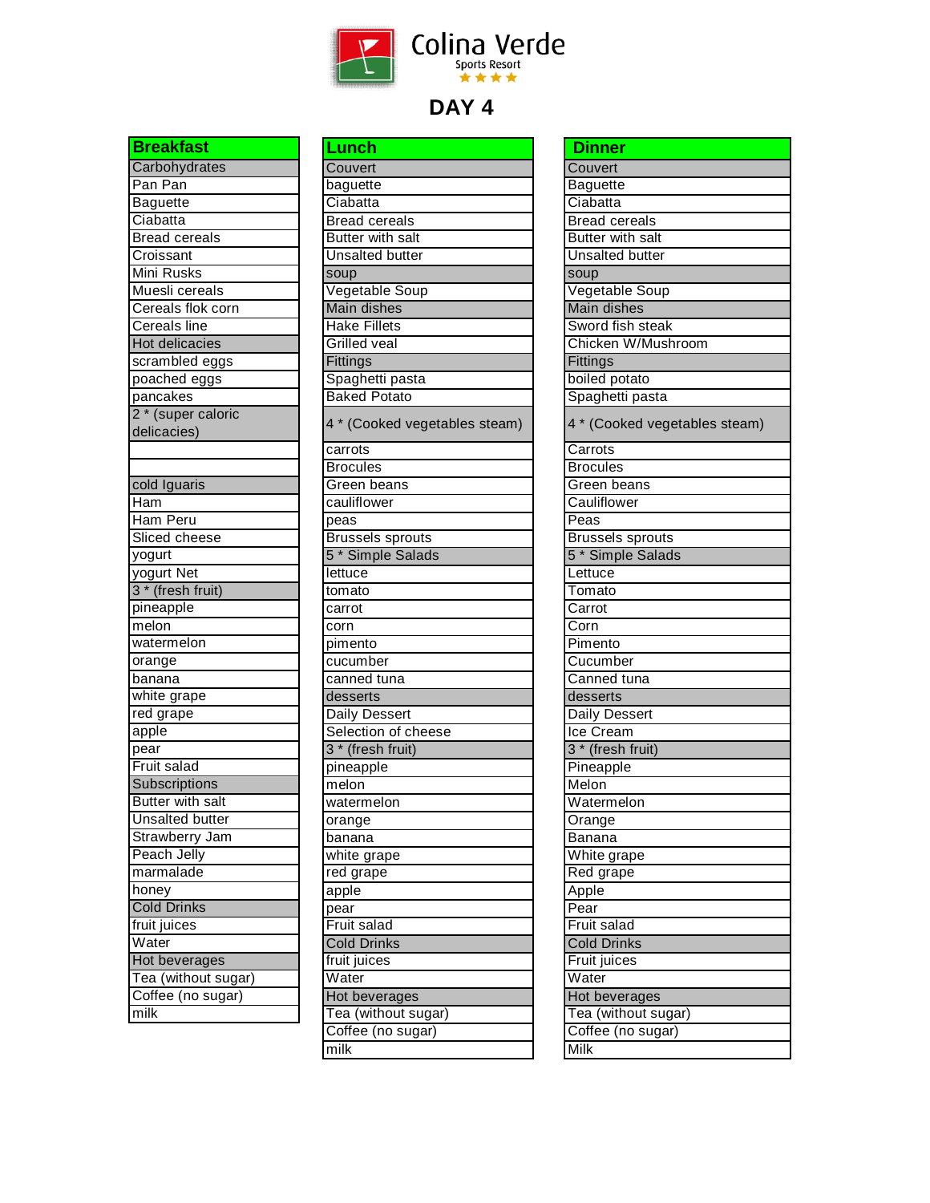Colina Verde

Sports Resort

# DAY 4

| Breakfast |
|---|
| Carbohydrates |
| Pan Pan |
| Baguette |
| Ciabatta |
| Bread cereals |
| Croissant |
| Mini Rusks |
| Muesli cereals |
| Cereals flok corn |
| Cereals line |
| Hot delicacies |
| scrambled eggs |
| poached eggs |
| pancakes |
| 2 * (super caloric delicacies) |
| |
| |
| cold Iguaris |
| Ham |
| Ham Peru |
| Sliced cheese |
| yogurt |
| yogurt Net |
| 3 * (fresh fruit) |
| pineapple |
| melon |
| watermelon |
| orange |
| banana |
| white grape |
| red grape |
| apple |
| pear |
| Fruit salad |
| Subscriptions |
| Butter with salt |
| Unsalted butter |
| Strawberry Jam |
| Peach Jelly |
| marmalade |
| honey |
| Cold Drinks |
| fruit juices |
| Water |
| Hot beverages |
| Tea (without sugar) |
| Coffee (no sugar) |
| milk |

| Lunch |
|---|
| Couvert |
| baguette |
| Ciabatta |
| Bread cereals |
| Butter with salt |
| Unsalted butter |
| soup |
| Vegetable Soup |
| Main dishes |
| Hake Fillets |
| Grilled veal |
| Fittings |
| Spaghetti pasta |
| Baked Potato |
| 4 * (Cooked vegetables steam) |
| carrots |
| Brocules |
| Green beans |
| cauliflower |
| peas |
| Brussels sprouts |
| 5 * Simple Salads |
| lettuce |
| tomato |
| carrot |
| corn |
| pimento |
| cucumber |
| canned tuna |
| desserts |
| Daily Dessert |
| Selection of cheese |
| 3 * (fresh fruit) |
| pineapple |
| melon |
| watermelon |
| orange |
| banana |
| white grape |
| red grape |
| apple |
| pear |
| Fruit salad |
| Cold Drinks |
| fruit juices |
| Water |
| Hot beverages |
| Tea (without sugar) |
| Coffee (no sugar) |
| milk |

| Dinner |
|---|
| Couvert |
| Baguette |
| Ciabatta |
| Bread cereals |
| Butter with salt |
| Unsalted butter |
| soup |
| Vegetable Soup |
| Main dishes |
| Sword fish steak |
| Chicken W/Mushroom |
| Fittings |
| boiled potato |
| Spaghetti pasta |
| 4 * (Cooked vegetables steam) |
| Carrots |
| Brocules |
| Green beans |
| Cauliflower |
| Peas |
| Brussels sprouts |
| 5 * Simple Salads |
| Lettuce |
| Tomato |
| Carrot |
| Corn |
| Pimento |
| Cucumber |
| Canned tuna |
| desserts |
| Daily Dessert |
| Ice Cream |
| 3 * (fresh fruit) |
| Pineapple |
| Melon |
| Watermelon |
| Orange |
| Banana |
| White grape |
| Red grape |
| Apple |
| Pear |
| Fruit salad |
| Cold Drinks |
| Fruit juices |
| Water |
| Hot beverages |
| Tea (without sugar) |
| Coffee (no sugar) |
| Milk |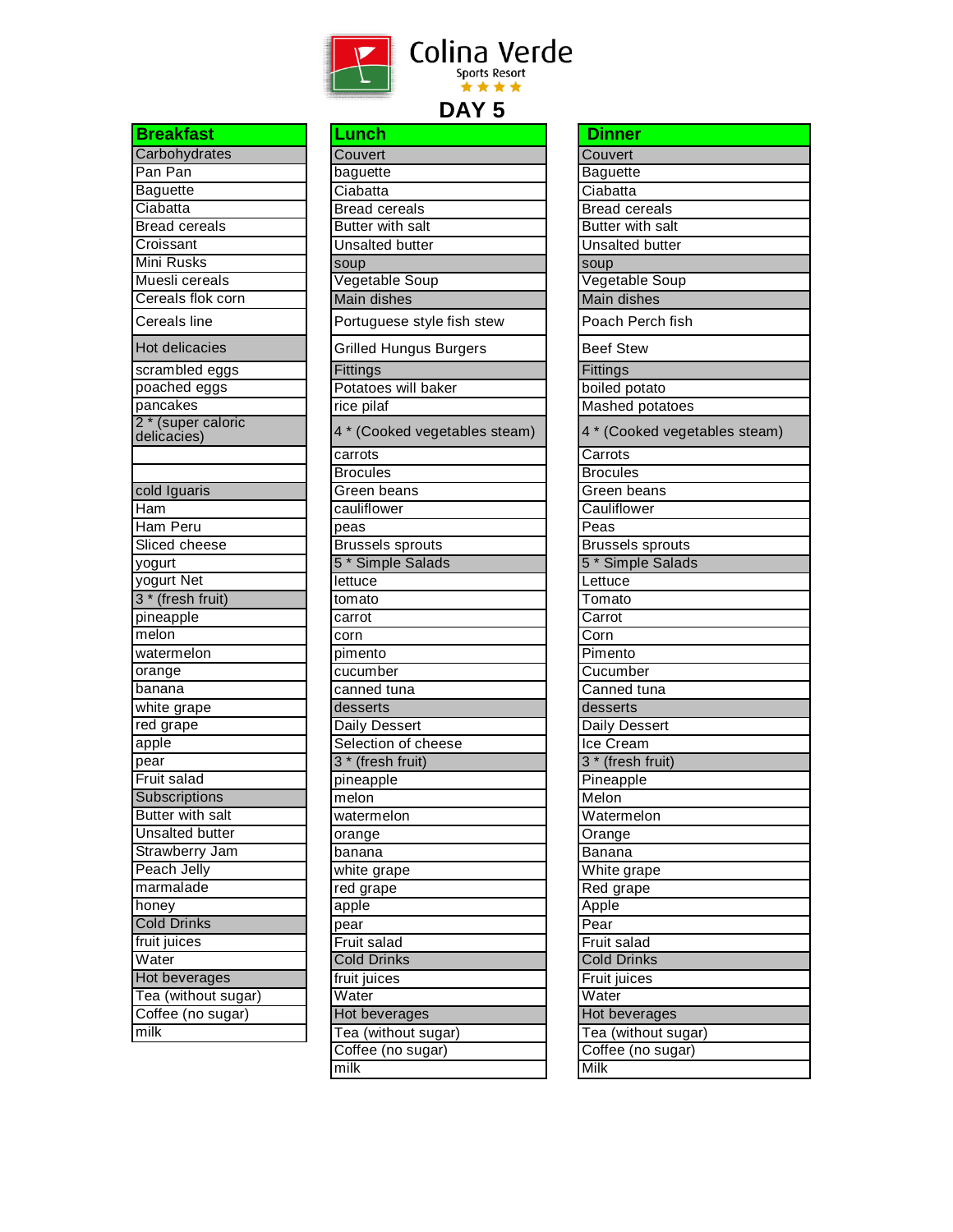# Colina Verde

Sports Resort

## DAY 5

| Breakfast |
|---|
| **Carbohydrates** |
| Pan Pan |
| Baguette |
| Ciabatta |
| Bread cereals |
| Croissant |
| Mini Rusks |
| Muesli cereals |
| Cereals flok corn |
| Cereals line |
| **Hot delicacies** |
| scrambled eggs |
| poached eggs |
| pancakes |
| **2 * (super caloric delicacies)** |
| |
| |
| **cold Iguaris** |
| Ham |
| Ham Peru |
| Sliced cheese |
| yogurt |
| yogurt Net |
| **3 * (fresh fruit)** |
| pineapple |
| melon |
| watermelon |
| orange |
| banana |
| white grape |
| red grape |
| apple |
| pear |
| Fruit salad |
| **Subscriptions** |
| Butter with salt |
| Unsalted butter |
| Strawberry Jam |
| Peach Jelly |
| marmalade |
| honey |
| **Cold Drinks** |
| fruit juices |
| Water |
| **Hot beverages** |
| Tea (without sugar) |
| Coffee (no sugar) |
| milk |

| Lunch |
|---|
| **Couvert** |
| baguette |
| Ciabatta |
| Bread cereals |
| Butter with salt |
| Unsalted butter |
| **soup** |
| Vegetable Soup |
| **Main dishes** |
| Portuguese style fish stew |
| Grilled Hungus Burgers |
| **Fittings** |
| Potatoes will baker |
| rice pilaf |
| **4 * (Cooked vegetables steam)** |
| carrots |
| Brocules |
| Green beans |
| cauliflower |
| peas |
| Brussels sprouts |
| **5 * Simple Salads** |
| lettuce |
| tomato |
| carrot |
| corn |
| pimento |
| cucumber |
| canned tuna |
| **desserts** |
| Daily Dessert |
| Selection of cheese |
| **3 * (fresh fruit)** |
| pineapple |
| melon |
| watermelon |
| orange |
| banana |
| white grape |
| red grape |
| apple |
| pear |
| Fruit salad |
| **Cold Drinks** |
| fruit juices |
| Water |
| **Hot beverages** |
| Tea (without sugar) |
| Coffee (no sugar) |
| milk |

| Dinner |
|---|
| **Couvert** |
| Baguette |
| Ciabatta |
| Bread cereals |
| Butter with salt |
| Unsalted butter |
| **soup** |
| Vegetable Soup |
| **Main dishes** |
| Poach Perch fish |
| Beef Stew |
| **Fittings** |
| boiled potato |
| Mashed potatoes |
| **4 * (Cooked vegetables steam)** |
| Carrots |
| Brocules |
| Green beans |
| Cauliflower |
| Peas |
| Brussels sprouts |
| **5 * Simple Salads** |
| Lettuce |
| Tomato |
| Carrot |
| Corn |
| Pimento |
| Cucumber |
| Canned tuna |
| **desserts** |
| Daily Dessert |
| Ice Cream |
| **3 * (fresh fruit)** |
| Pineapple |
| Melon |
| Watermelon |
| Orange |
| Banana |
| White grape |
| Red grape |
| Apple |
| Pear |
| Fruit salad |
| **Cold Drinks** |
| Fruit juices |
| Water |
| **Hot beverages** |
| Tea (without sugar) |
| Coffee (no sugar) |
| Milk |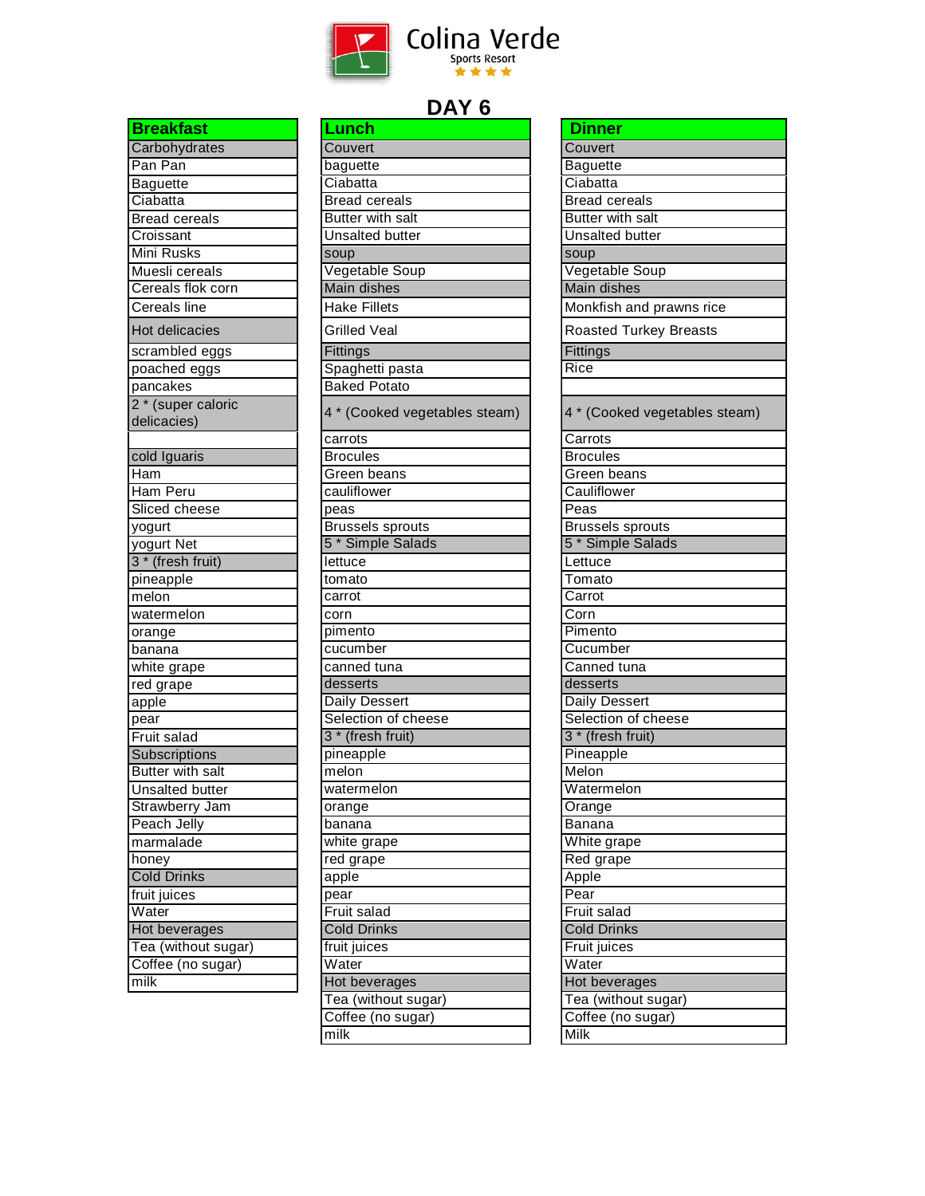Colina Verde
Sports Resort

# DAY 6

| Breakfast |
|---|
| **Carbohydrates** |
| Pan Pan |
| Baguette |
| Ciabatta |
| Bread cereals |
| Croissant |
| Mini Rusks |
| Muesli cereals |
| Cereals flok corn |
| Cereals line |
| **Hot delicacies** |
| scrambled eggs |
| poached eggs |
| pancakes |
| **2 * (super caloric delicacies)** |
| |
| **cold Iguaris** |
| Ham |
| Ham Peru |
| Sliced cheese |
| yogurt |
| yogurt Net |
| **3 * (fresh fruit)** |
| pineapple |
| melon |
| watermelon |
| orange |
| banana |
| white grape |
| red grape |
| apple |
| pear |
| Fruit salad |
| **Subscriptions** |
| Butter with salt |
| Unsalted butter |
| Strawberry Jam |
| Peach Jelly |
| marmalade |
| honey |
| **Cold Drinks** |
| fruit juices |
| Water |
| **Hot beverages** |
| Tea (without sugar) |
| Coffee (no sugar) |
| milk |

| Lunch |
|---|
| **Couvert** |
| baguette |
| Ciabatta |
| Bread cereals |
| Butter with salt |
| Unsalted butter |
| **soup** |
| Vegetable Soup |
| **Main dishes** |
| Hake Fillets |
| Grilled Veal |
| **Fittings** |
| Spaghetti pasta |
| Baked Potato |
| **4 * (Cooked vegetables steam)** |
| carrots |
| Brocules |
| Green beans |
| cauliflower |
| peas |
| Brussels sprouts |
| **5 * Simple Salads** |
| lettuce |
| tomato |
| carrot |
| corn |
| pimento |
| cucumber |
| canned tuna |
| **desserts** |
| Daily Dessert |
| Selection of cheese |
| **3 * (fresh fruit)** |
| pineapple |
| melon |
| watermelon |
| orange |
| banana |
| white grape |
| red grape |
| apple |
| pear |
| Fruit salad |
| **Cold Drinks** |
| fruit juices |
| Water |
| **Hot beverages** |
| Tea (without sugar) |
| Coffee (no sugar) |
| milk |

| Dinner |
|---|
| **Couvert** |
| Baguette |
| Ciabatta |
| Bread cereals |
| Butter with salt |
| Unsalted butter |
| **soup** |
| Vegetable Soup |
| **Main dishes** |
| Monkfish and prawns rice |
| Roasted Turkey Breasts |
| **Fittings** |
| Rice |
| |
| **4 * (Cooked vegetables steam)** |
| Carrots |
| Brocules |
| Green beans |
| Cauliflower |
| Peas |
| Brussels sprouts |
| **5 * Simple Salads** |
| Lettuce |
| Tomato |
| Carrot |
| Corn |
| Pimento |
| Cucumber |
| Canned tuna |
| **desserts** |
| Daily Dessert |
| Selection of cheese |
| **3 * (fresh fruit)** |
| Pineapple |
| Melon |
| Watermelon |
| Orange |
| Banana |
| White grape |
| Red grape |
| Apple |
| Pear |
| Fruit salad |
| **Cold Drinks** |
| Fruit juices |
| Water |
| **Hot beverages** |
| Tea (without sugar) |
| Coffee (no sugar) |
| Milk |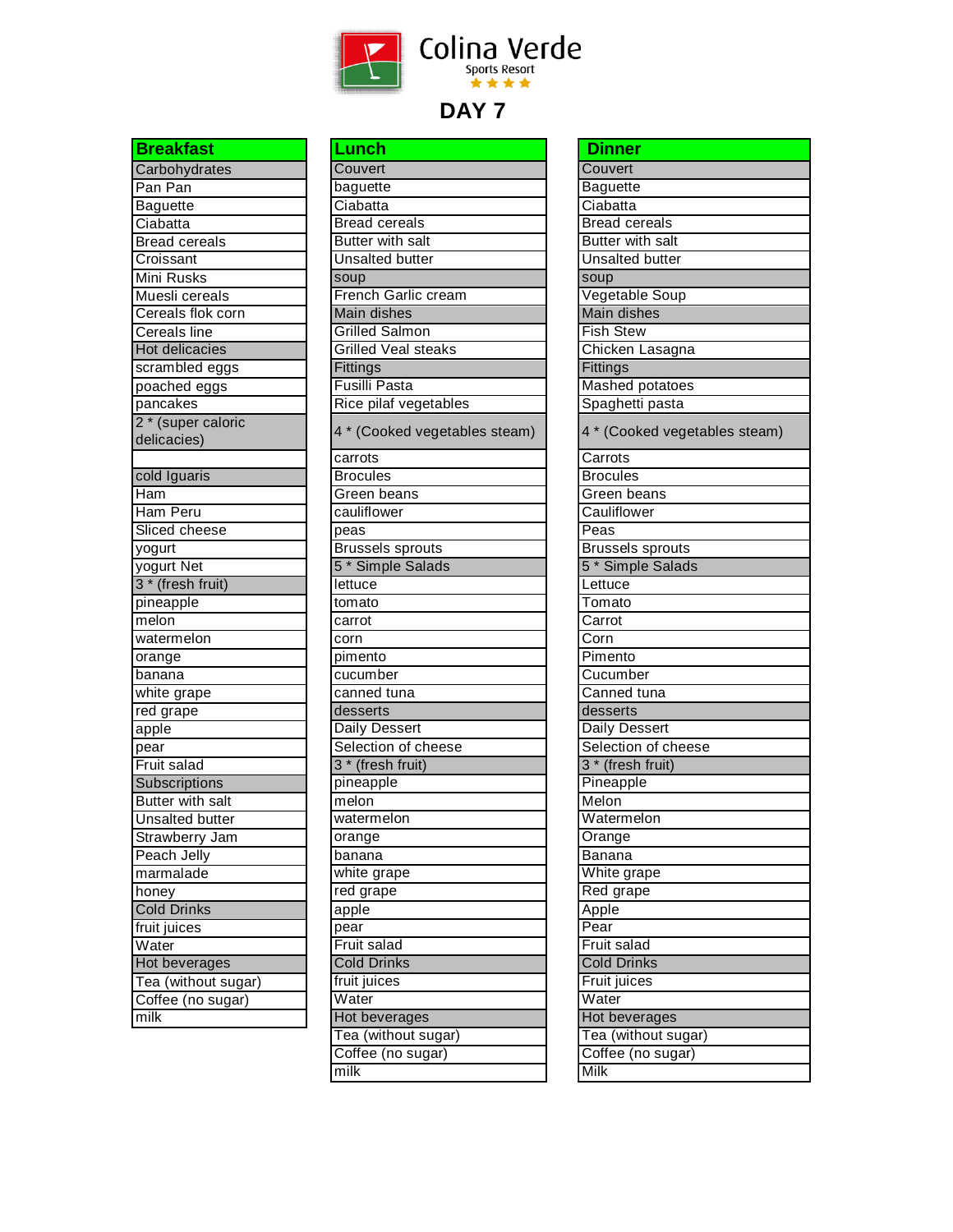Colina Verde
Sports Resort

# DAY 7

| Breakfast |
|---|
| Carbohydrates |
| Pan Pan |
| Baguette |
| Ciabatta |
| Bread cereals |
| Croissant |
| Mini Rusks |
| Muesli cereals |
| Cereals flok corn |
| Cereals line |
| Hot delicacies |
| scrambled eggs |
| poached eggs |
| pancakes |
| 2 * (super caloric delicacies) |
| |
| cold Iguaris |
| Ham |
| Ham Peru |
| Sliced cheese |
| yogurt |
| yogurt Net |
| 3 * (fresh fruit) |
| pineapple |
| melon |
| watermelon |
| orange |
| banana |
| white grape |
| red grape |
| apple |
| pear |
| Fruit salad |
| Subscriptions |
| Butter with salt |
| Unsalted butter |
| Strawberry Jam |
| Peach Jelly |
| marmalade |
| honey |
| Cold Drinks |
| fruit juices |
| Water |
| Hot beverages |
| Tea (without sugar) |
| Coffee (no sugar) |
| milk |

| Lunch |
|---|
| Couvert |
| baguette |
| Ciabatta |
| Bread cereals |
| Butter with salt |
| Unsalted butter |
| soup |
| French Garlic cream |
| Main dishes |
| Grilled Salmon |
| Grilled Veal steaks |
| Fittings |
| Fusilli Pasta |
| Rice pilaf vegetables |
| 4 * (Cooked vegetables steam) |
| carrots |
| Brocules |
| Green beans |
| cauliflower |
| peas |
| Brussels sprouts |
| 5 * Simple Salads |
| lettuce |
| tomato |
| carrot |
| corn |
| pimento |
| cucumber |
| canned tuna |
| desserts |
| Daily Dessert |
| Selection of cheese |
| 3 * (fresh fruit) |
| pineapple |
| melon |
| watermelon |
| orange |
| banana |
| white grape |
| red grape |
| apple |
| pear |
| Fruit salad |
| Cold Drinks |
| fruit juices |
| Water |
| Hot beverages |
| Tea (without sugar) |
| Coffee (no sugar) |
| milk |

| Dinner |
|---|
| Couvert |
| Baguette |
| Ciabatta |
| Bread cereals |
| Butter with salt |
| Unsalted butter |
| soup |
| Vegetable Soup |
| Main dishes |
| Fish Stew |
| Chicken Lasagna |
| Fittings |
| Mashed potatoes |
| Spaghetti pasta |
| 4 * (Cooked vegetables steam) |
| Carrots |
| Brocules |
| Green beans |
| Cauliflower |
| Peas |
| Brussels sprouts |
| 5 * Simple Salads |
| Lettuce |
| Tomato |
| Carrot |
| Corn |
| Pimento |
| Cucumber |
| Canned tuna |
| desserts |
| Daily Dessert |
| Selection of cheese |
| 3 * (fresh fruit) |
| Pineapple |
| Melon |
| Watermelon |
| Orange |
| Banana |
| White grape |
| Red grape |
| Apple |
| Pear |
| Fruit salad |
| Cold Drinks |
| Fruit juices |
| Water |
| Hot beverages |
| Tea (without sugar) |
| Coffee (no sugar) |
| Milk |